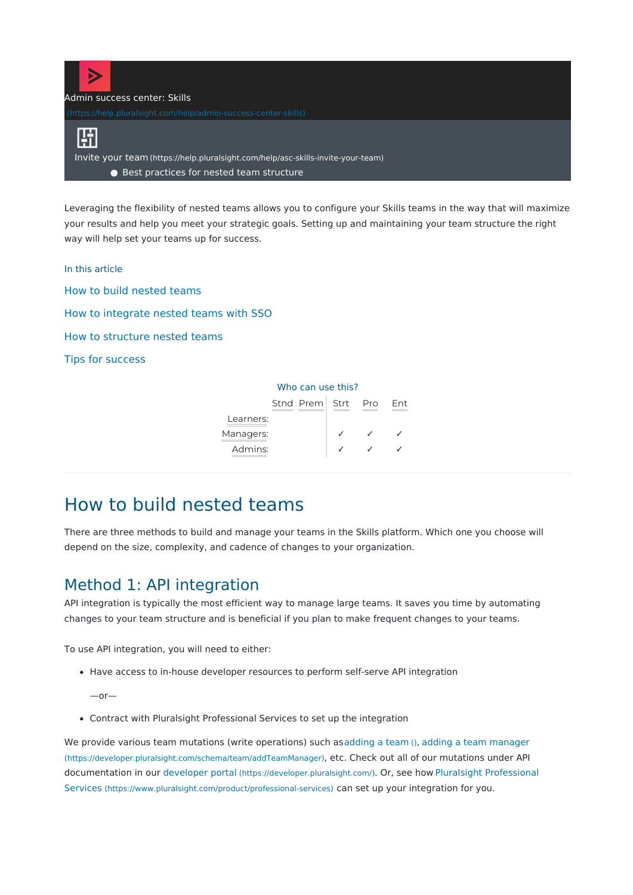Admin success center: Skills (https://help.pluralsight.com/help/admin-success-center-skills)

Invite your team (https://help.pluralsight.com/help/asc-skills-invite-your-team)

- Best practices for nested team structure

Leveraging the flexibility of nested teams allows you to configure your Skills teams in the way that will maximize your results and help you meet your strategic goals. Setting up and maintaining your team structure the right way will help set your teams up for success.

In this article

How to build nested teams

How to integrate nested teams with SSO

How to structure nested teams

Tips for success

Who can use this?

| | Stnd | Prem | Strt | Pro | Ent |
|---|---|---|---|---|---|
| Learners: | | | | | |
| Managers: | | | ✓ | ✓ | ✓ |
| Admins: | | | ✓ | ✓ | ✓ |

# How to build nested teams

There are three methods to build and manage your teams in the Skills platform. Which one you choose will depend on the size, complexity, and cadence of changes to your organization.

## Method 1: API integration

API integration is typically the most efficient way to manage large teams. It saves you time by automating changes to your team structure and is beneficial if you plan to make frequent changes to your teams.

To use API integration, you will need to either:

- Have access to in-house developer resources to perform self-serve API integration

  —or—

- Contract with Pluralsight Professional Services to set up the integration

We provide various team mutations (write operations) such as adding a team (), adding a team manager (https://developer.pluralsight.com/schema/team/addTeamManager), etc. Check out all of our mutations under API documentation in our developer portal (https://developer.pluralsight.com/). Or, see how Pluralsight Professional Services (https://www.pluralsight.com/product/professional-services) can set up your integration for you.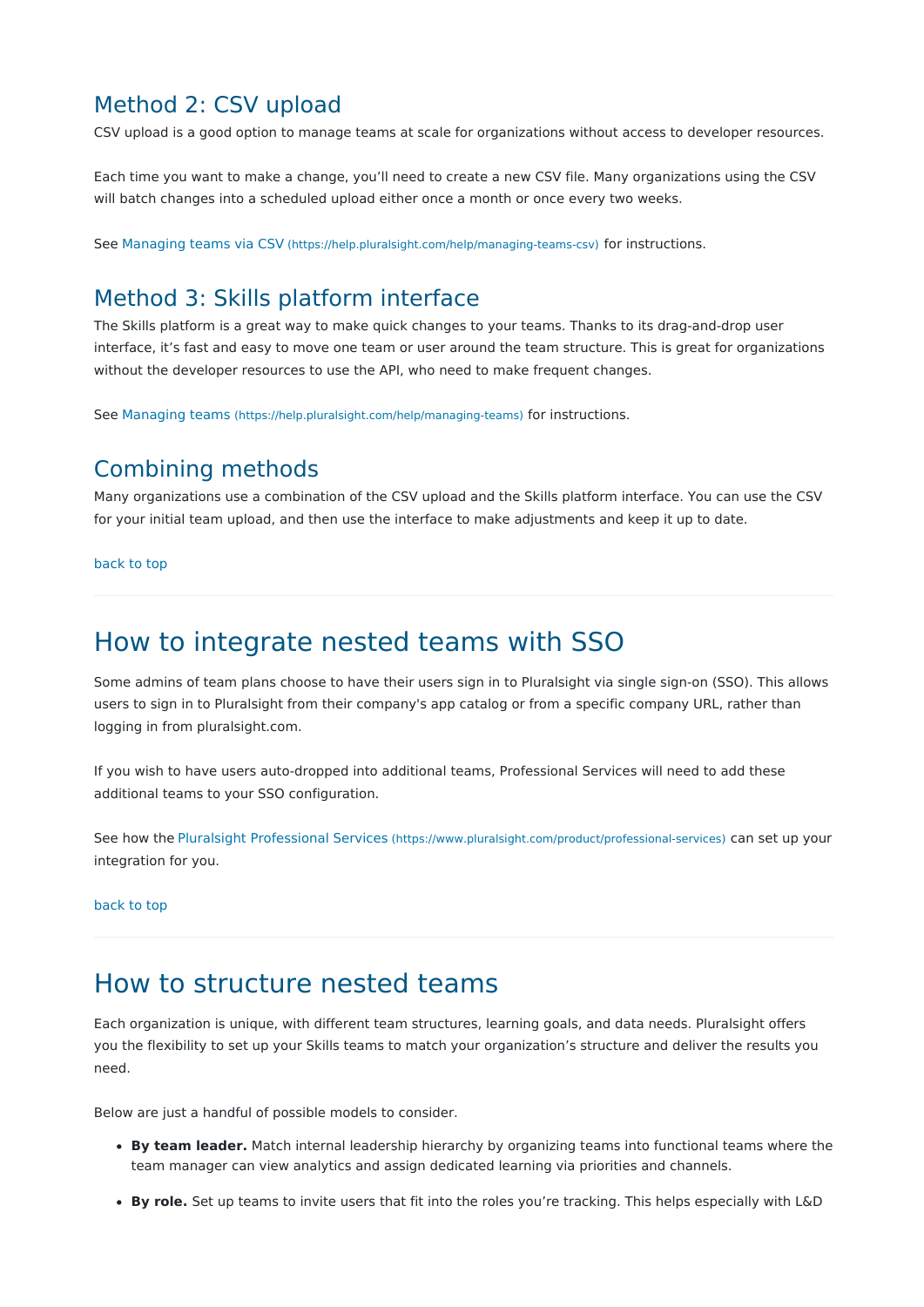## Method 2: CSV upload

CSV upload is a good option to manage teams at scale for organizations without access to developer resources.

Each time you want to make a change, you'll need to create a new CSV file. Many organizations using the CSV will batch changes into a scheduled upload either once a month or once every two weeks.

See [Managing teams via CSV](https://help.pluralsight.com/help/managing-teams-csv) (https://help.pluralsight.com/help/managing-teams-csv) for instructions.

## Method 3: Skills platform interface

The Skills platform is a great way to make quick changes to your teams. Thanks to its drag-and-drop user interface, it's fast and easy to move one team or user around the team structure. This is great for organizations without the developer resources to use the API, who need to make frequent changes.

See [Managing teams](https://help.pluralsight.com/help/managing-teams) (https://help.pluralsight.com/help/managing-teams) for instructions.

## Combining methods

Many organizations use a combination of the CSV upload and the Skills platform interface. You can use the CSV for your initial team upload, and then use the interface to make adjustments and keep it up to date.

back to top

---

# How to integrate nested teams with SSO

Some admins of team plans choose to have their users sign in to Pluralsight via single sign-on (SSO). This allows users to sign in to Pluralsight from their company's app catalog or from a specific company URL, rather than logging in from pluralsight.com.

If you wish to have users auto-dropped into additional teams, Professional Services will need to add these additional teams to your SSO configuration.

See how the [Pluralsight Professional Services](https://www.pluralsight.com/product/professional-services) (https://www.pluralsight.com/product/professional-services) can set up your integration for you.

back to top

---

# How to structure nested teams

Each organization is unique, with different team structures, learning goals, and data needs. Pluralsight offers you the flexibility to set up your Skills teams to match your organization's structure and deliver the results you need.

Below are just a handful of possible models to consider.

- **By team leader.** Match internal leadership hierarchy by organizing teams into functional teams where the team manager can view analytics and assign dedicated learning via priorities and channels.
- **By role.** Set up teams to invite users that fit into the roles you're tracking. This helps especially with L&D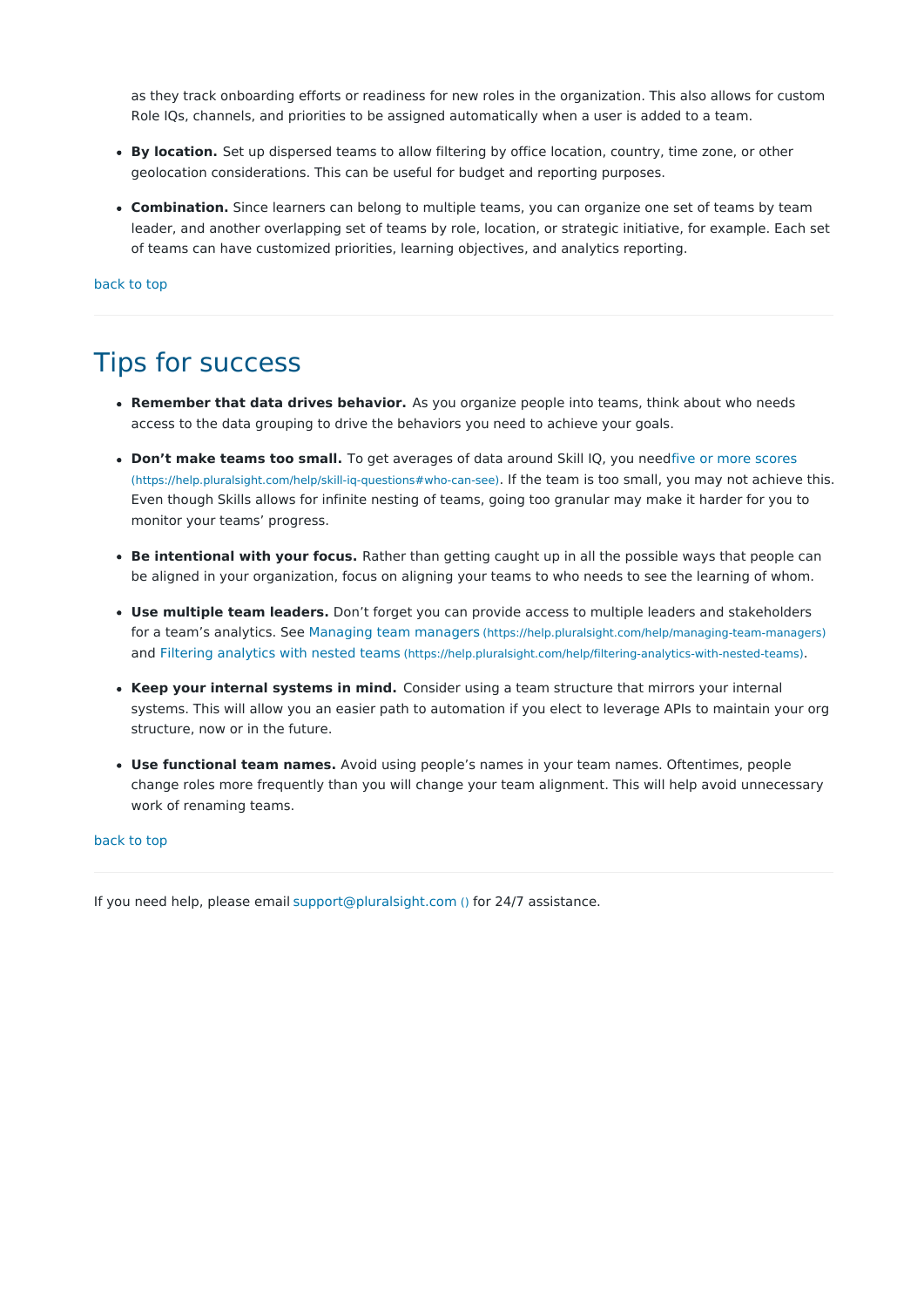as they track onboarding efforts or readiness for new roles in the organization. This also allows for custom Role IQs, channels, and priorities to be assigned automatically when a user is added to a team.

- **By location.** Set up dispersed teams to allow filtering by office location, country, time zone, or other geolocation considerations. This can be useful for budget and reporting purposes.
- **Combination.** Since learners can belong to multiple teams, you can organize one set of teams by team leader, and another overlapping set of teams by role, location, or strategic initiative, for example. Each set of teams can have customized priorities, learning objectives, and analytics reporting.

back to top

---

## Tips for success

- **Remember that data drives behavior.** As you organize people into teams, think about who needs access to the data grouping to drive the behaviors you need to achieve your goals.
- **Don't make teams too small.** To get averages of data around Skill IQ, you needfive or more scores (https://help.pluralsight.com/help/skill-iq-questions#who-can-see). If the team is too small, you may not achieve this. Even though Skills allows for infinite nesting of teams, going too granular may make it harder for you to monitor your teams' progress.
- **Be intentional with your focus.** Rather than getting caught up in all the possible ways that people can be aligned in your organization, focus on aligning your teams to who needs to see the learning of whom.
- **Use multiple team leaders.** Don't forget you can provide access to multiple leaders and stakeholders for a team's analytics. See Managing team managers (https://help.pluralsight.com/help/managing-team-managers) and Filtering analytics with nested teams (https://help.pluralsight.com/help/filtering-analytics-with-nested-teams).
- **Keep your internal systems in mind.** Consider using a team structure that mirrors your internal systems. This will allow you an easier path to automation if you elect to leverage APIs to maintain your org structure, now or in the future.
- **Use functional team names.** Avoid using people's names in your team names. Oftentimes, people change roles more frequently than you will change your team alignment. This will help avoid unnecessary work of renaming teams.

back to top

---

If you need help, please email support@pluralsight.com () for 24/7 assistance.